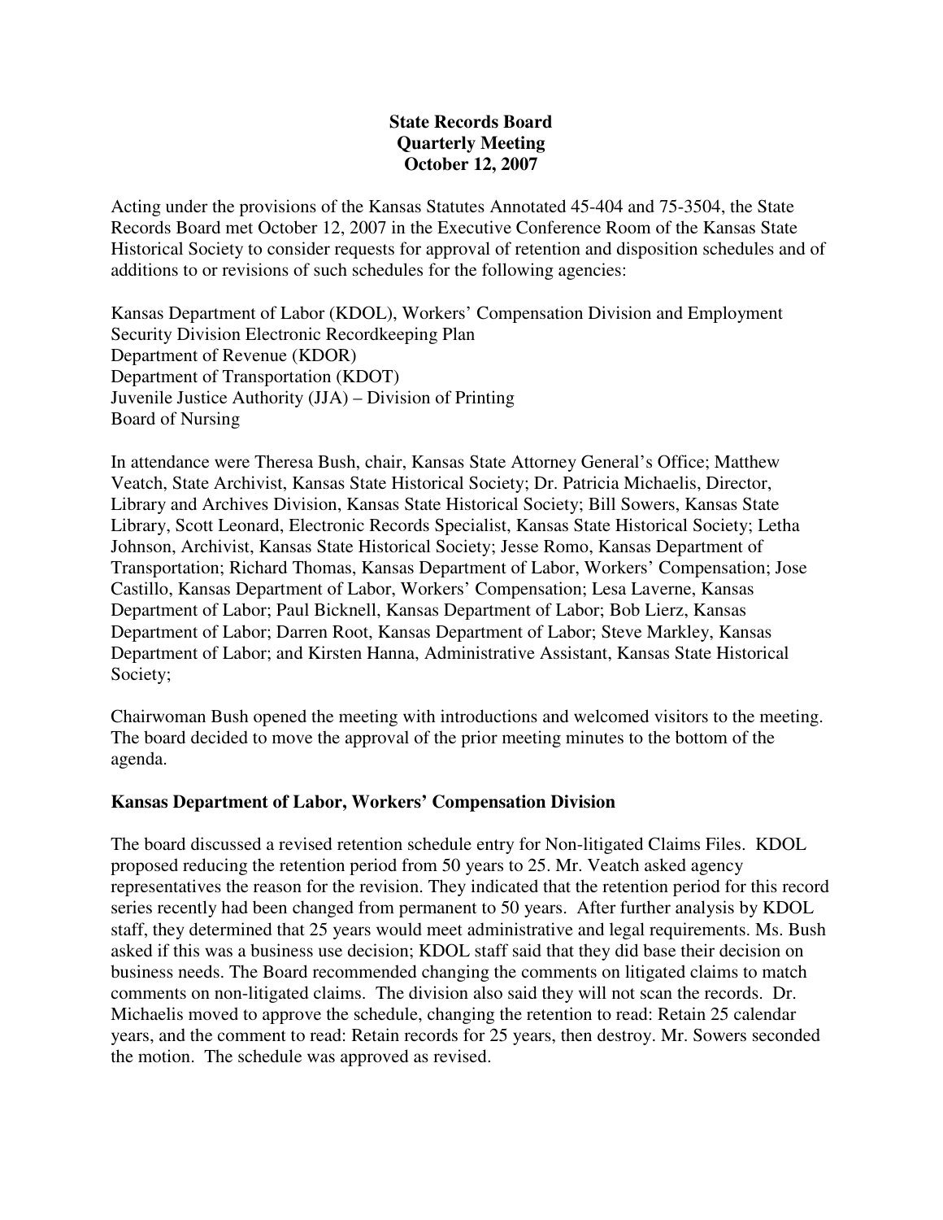**State Records Board**
**Quarterly Meeting**
**October 12, 2007**

Acting under the provisions of the Kansas Statutes Annotated 45-404 and 75-3504, the State Records Board met October 12, 2007 in the Executive Conference Room of the Kansas State Historical Society to consider requests for approval of retention and disposition schedules and of additions to or revisions of such schedules for the following agencies:

Kansas Department of Labor (KDOL), Workers' Compensation Division and Employment Security Division Electronic Recordkeeping Plan
Department of Revenue (KDOR)
Department of Transportation (KDOT)
Juvenile Justice Authority (JJA) – Division of Printing
Board of Nursing

In attendance were Theresa Bush, chair, Kansas State Attorney General's Office; Matthew Veatch, State Archivist, Kansas State Historical Society; Dr. Patricia Michaelis, Director, Library and Archives Division, Kansas State Historical Society; Bill Sowers, Kansas State Library, Scott Leonard, Electronic Records Specialist, Kansas State Historical Society; Letha Johnson, Archivist, Kansas State Historical Society; Jesse Romo, Kansas Department of Transportation; Richard Thomas, Kansas Department of Labor, Workers' Compensation; Jose Castillo, Kansas Department of Labor, Workers' Compensation; Lesa Laverne, Kansas Department of Labor; Paul Bicknell, Kansas Department of Labor; Bob Lierz, Kansas Department of Labor; Darren Root, Kansas Department of Labor; Steve Markley, Kansas Department of Labor; and Kirsten Hanna, Administrative Assistant, Kansas State Historical Society;

Chairwoman Bush opened the meeting with introductions and welcomed visitors to the meeting. The board decided to move the approval of the prior meeting minutes to the bottom of the agenda.

**Kansas Department of Labor, Workers' Compensation Division**

The board discussed a revised retention schedule entry for Non-litigated Claims Files. KDOL proposed reducing the retention period from 50 years to 25. Mr. Veatch asked agency representatives the reason for the revision. They indicated that the retention period for this record series recently had been changed from permanent to 50 years. After further analysis by KDOL staff, they determined that 25 years would meet administrative and legal requirements. Ms. Bush asked if this was a business use decision; KDOL staff said that they did base their decision on business needs. The Board recommended changing the comments on litigated claims to match comments on non-litigated claims. The division also said they will not scan the records. Dr. Michaelis moved to approve the schedule, changing the retention to read: Retain 25 calendar years, and the comment to read: Retain records for 25 years, then destroy. Mr. Sowers seconded the motion. The schedule was approved as revised.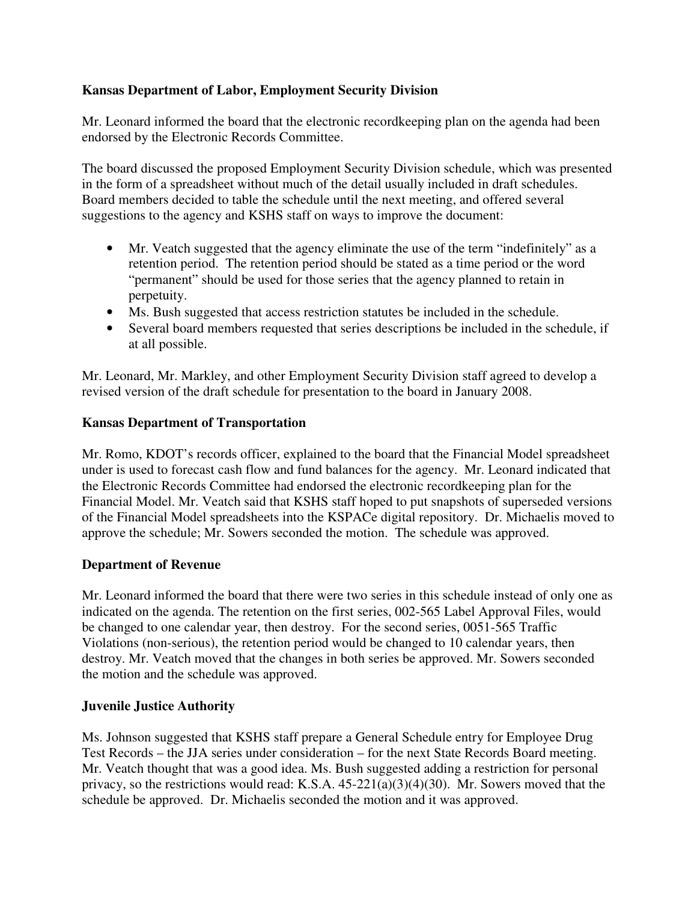**Kansas Department of Labor, Employment Security Division**

Mr. Leonard informed the board that the electronic recordkeeping plan on the agenda had been endorsed by the Electronic Records Committee.

The board discussed the proposed Employment Security Division schedule, which was presented in the form of a spreadsheet without much of the detail usually included in draft schedules. Board members decided to table the schedule until the next meeting, and offered several suggestions to the agency and KSHS staff on ways to improve the document:

- Mr. Veatch suggested that the agency eliminate the use of the term "indefinitely" as a retention period. The retention period should be stated as a time period or the word "permanent" should be used for those series that the agency planned to retain in perpetuity.
- Ms. Bush suggested that access restriction statutes be included in the schedule.
- Several board members requested that series descriptions be included in the schedule, if at all possible.

Mr. Leonard, Mr. Markley, and other Employment Security Division staff agreed to develop a revised version of the draft schedule for presentation to the board in January 2008.

**Kansas Department of Transportation**

Mr. Romo, KDOT's records officer, explained to the board that the Financial Model spreadsheet under is used to forecast cash flow and fund balances for the agency. Mr. Leonard indicated that the Electronic Records Committee had endorsed the electronic recordkeeping plan for the Financial Model. Mr. Veatch said that KSHS staff hoped to put snapshots of superseded versions of the Financial Model spreadsheets into the KSPACe digital repository. Dr. Michaelis moved to approve the schedule; Mr. Sowers seconded the motion. The schedule was approved.

**Department of Revenue**

Mr. Leonard informed the board that there were two series in this schedule instead of only one as indicated on the agenda. The retention on the first series, 002-565 Label Approval Files, would be changed to one calendar year, then destroy. For the second series, 0051-565 Traffic Violations (non-serious), the retention period would be changed to 10 calendar years, then destroy. Mr. Veatch moved that the changes in both series be approved. Mr. Sowers seconded the motion and the schedule was approved.

**Juvenile Justice Authority**

Ms. Johnson suggested that KSHS staff prepare a General Schedule entry for Employee Drug Test Records – the JJA series under consideration – for the next State Records Board meeting. Mr. Veatch thought that was a good idea. Ms. Bush suggested adding a restriction for personal privacy, so the restrictions would read: K.S.A. 45-221(a)(3)(4)(30). Mr. Sowers moved that the schedule be approved. Dr. Michaelis seconded the motion and it was approved.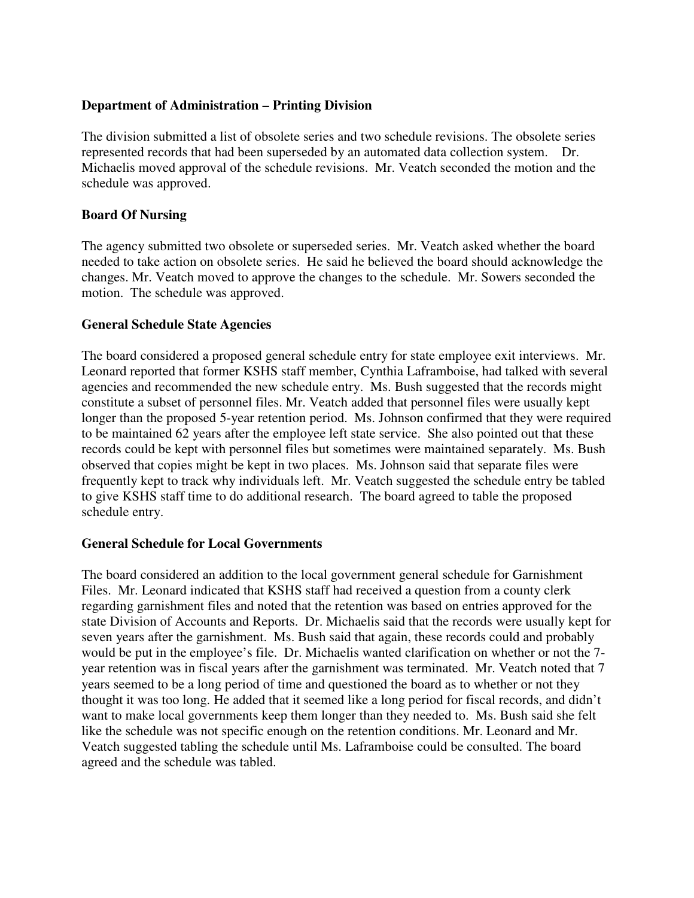**Department of Administration – Printing Division**

The division submitted a list of obsolete series and two schedule revisions. The obsolete series represented records that had been superseded by an automated data collection system. Dr. Michaelis moved approval of the schedule revisions. Mr. Veatch seconded the motion and the schedule was approved.

**Board Of Nursing**

The agency submitted two obsolete or superseded series. Mr. Veatch asked whether the board needed to take action on obsolete series. He said he believed the board should acknowledge the changes. Mr. Veatch moved to approve the changes to the schedule. Mr. Sowers seconded the motion. The schedule was approved.

**General Schedule State Agencies**

The board considered a proposed general schedule entry for state employee exit interviews. Mr. Leonard reported that former KSHS staff member, Cynthia Laframboise, had talked with several agencies and recommended the new schedule entry. Ms. Bush suggested that the records might constitute a subset of personnel files. Mr. Veatch added that personnel files were usually kept longer than the proposed 5-year retention period. Ms. Johnson confirmed that they were required to be maintained 62 years after the employee left state service. She also pointed out that these records could be kept with personnel files but sometimes were maintained separately. Ms. Bush observed that copies might be kept in two places. Ms. Johnson said that separate files were frequently kept to track why individuals left. Mr. Veatch suggested the schedule entry be tabled to give KSHS staff time to do additional research. The board agreed to table the proposed schedule entry.

**General Schedule for Local Governments**

The board considered an addition to the local government general schedule for Garnishment Files. Mr. Leonard indicated that KSHS staff had received a question from a county clerk regarding garnishment files and noted that the retention was based on entries approved for the state Division of Accounts and Reports. Dr. Michaelis said that the records were usually kept for seven years after the garnishment. Ms. Bush said that again, these records could and probably would be put in the employee's file. Dr. Michaelis wanted clarification on whether or not the 7-year retention was in fiscal years after the garnishment was terminated. Mr. Veatch noted that 7 years seemed to be a long period of time and questioned the board as to whether or not they thought it was too long. He added that it seemed like a long period for fiscal records, and didn't want to make local governments keep them longer than they needed to. Ms. Bush said she felt like the schedule was not specific enough on the retention conditions. Mr. Leonard and Mr. Veatch suggested tabling the schedule until Ms. Laframboise could be consulted. The board agreed and the schedule was tabled.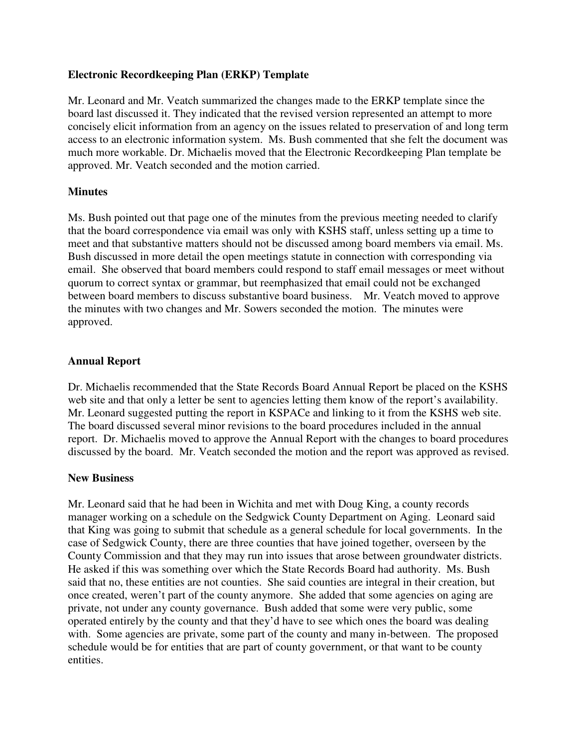**Electronic Recordkeeping Plan (ERKP) Template**

Mr. Leonard and Mr. Veatch summarized the changes made to the ERKP template since the board last discussed it. They indicated that the revised version represented an attempt to more concisely elicit information from an agency on the issues related to preservation of and long term access to an electronic information system. Ms. Bush commented that she felt the document was much more workable. Dr. Michaelis moved that the Electronic Recordkeeping Plan template be approved. Mr. Veatch seconded and the motion carried.

**Minutes**

Ms. Bush pointed out that page one of the minutes from the previous meeting needed to clarify that the board correspondence via email was only with KSHS staff, unless setting up a time to meet and that substantive matters should not be discussed among board members via email. Ms. Bush discussed in more detail the open meetings statute in connection with corresponding via email. She observed that board members could respond to staff email messages or meet without quorum to correct syntax or grammar, but reemphasized that email could not be exchanged between board members to discuss substantive board business. Mr. Veatch moved to approve the minutes with two changes and Mr. Sowers seconded the motion. The minutes were approved.

**Annual Report**

Dr. Michaelis recommended that the State Records Board Annual Report be placed on the KSHS web site and that only a letter be sent to agencies letting them know of the report's availability. Mr. Leonard suggested putting the report in KSPACe and linking to it from the KSHS web site. The board discussed several minor revisions to the board procedures included in the annual report. Dr. Michaelis moved to approve the Annual Report with the changes to board procedures discussed by the board. Mr. Veatch seconded the motion and the report was approved as revised.

**New Business**

Mr. Leonard said that he had been in Wichita and met with Doug King, a county records manager working on a schedule on the Sedgwick County Department on Aging. Leonard said that King was going to submit that schedule as a general schedule for local governments. In the case of Sedgwick County, there are three counties that have joined together, overseen by the County Commission and that they may run into issues that arose between groundwater districts. He asked if this was something over which the State Records Board had authority. Ms. Bush said that no, these entities are not counties. She said counties are integral in their creation, but once created, weren't part of the county anymore. She added that some agencies on aging are private, not under any county governance. Bush added that some were very public, some operated entirely by the county and that they'd have to see which ones the board was dealing with. Some agencies are private, some part of the county and many in-between. The proposed schedule would be for entities that are part of county government, or that want to be county entities.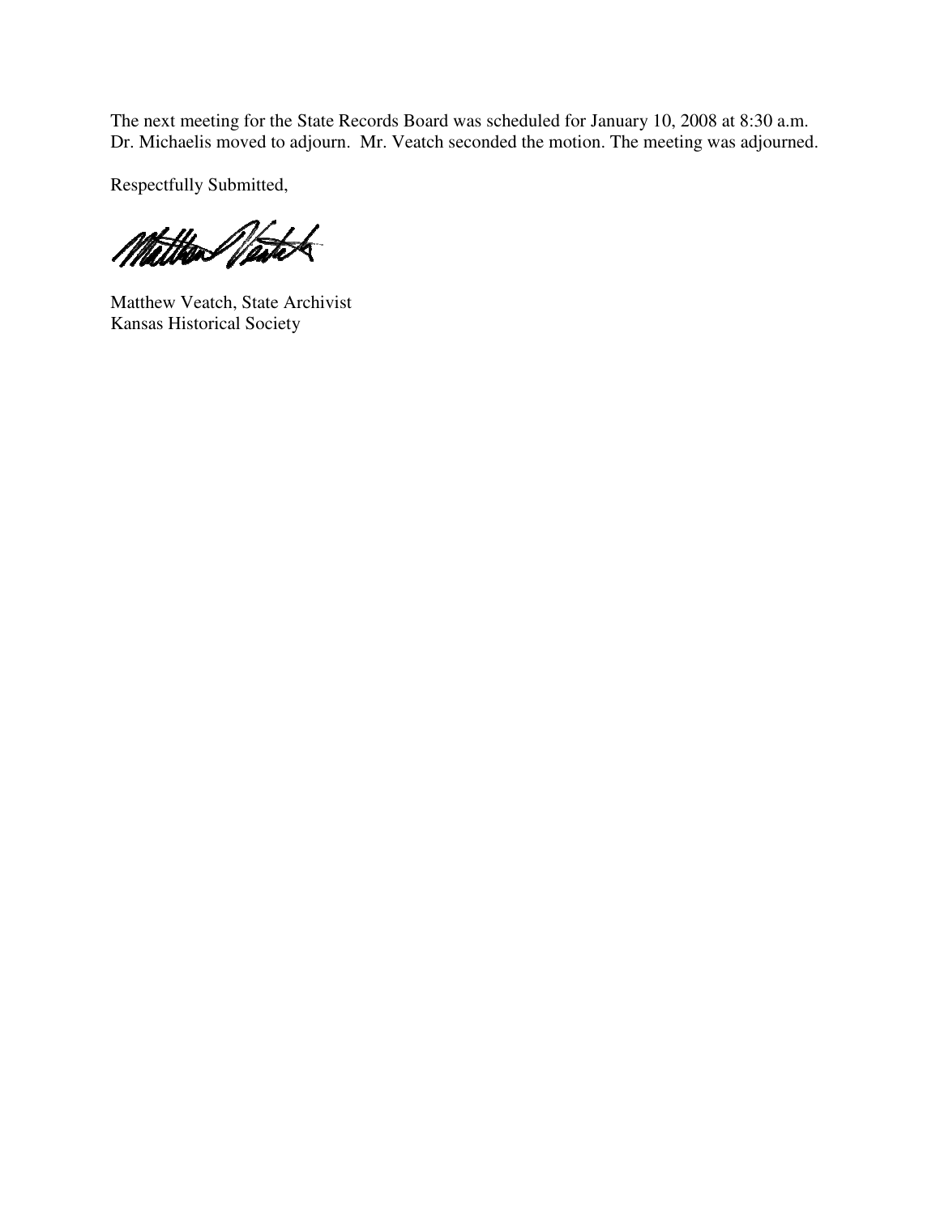The next meeting for the State Records Board was scheduled for January 10, 2008 at 8:30 a.m.
Dr. Michaelis moved to adjourn. Mr. Veatch seconded the motion. The meeting was adjourned.

Respectfully Submitted,

Matthew Veatch, State Archivist
Kansas Historical Society